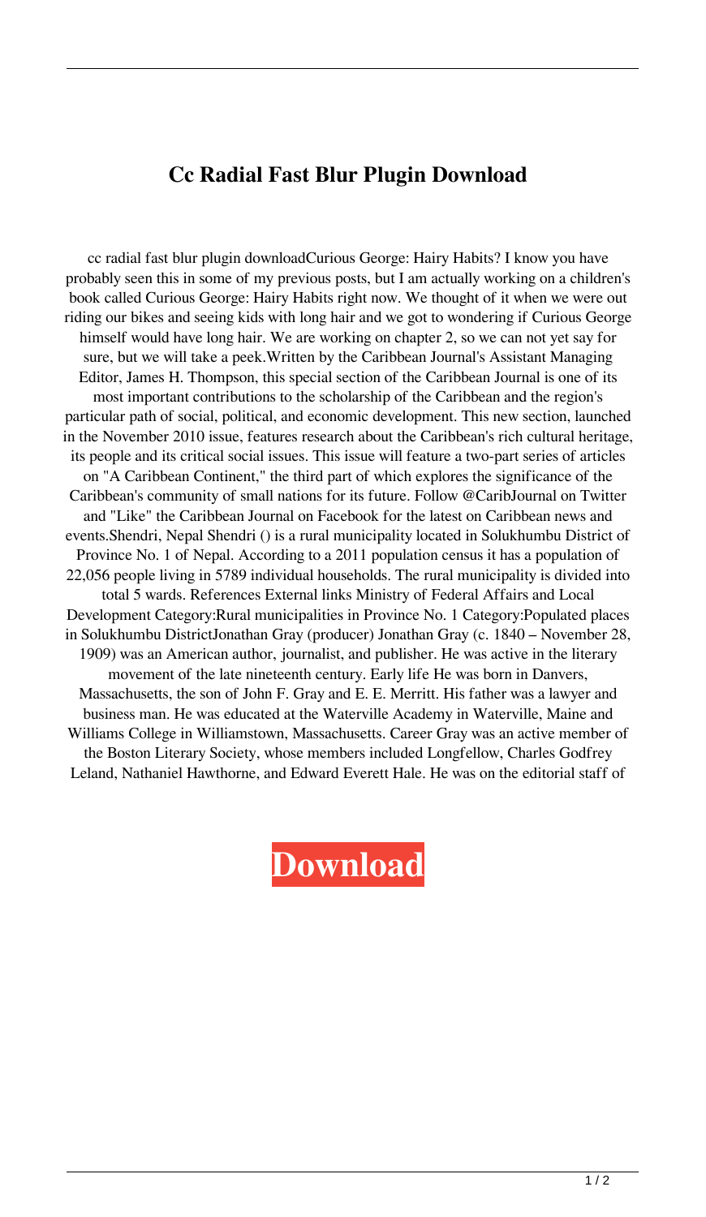# Cc Radial Fast Blur Plugin Download

cc radial fast blur plugin downloadCurious George: Hairy Habits? I know you have probably seen this in some of my previous posts, but I am actually working on a children's book called Curious George: Hairy Habits right now. We thought of it when we were out riding our bikes and seeing kids with long hair and we got to wondering if Curious George himself would have long hair. We are working on chapter 2, so we can not yet say for sure, but we will take a peek.Written by the Caribbean Journal's Assistant Managing Editor, James H. Thompson, this special section of the Caribbean Journal is one of its most important contributions to the scholarship of the Caribbean and the region's particular path of social, political, and economic development. This new section, launched in the November 2010 issue, features research about the Caribbean's rich cultural heritage, its people and its critical social issues. This issue will feature a two-part series of articles on "A Caribbean Continent," the third part of which explores the significance of the Caribbean's community of small nations for its future. Follow @CaribJournal on Twitter and "Like" the Caribbean Journal on Facebook for the latest on Caribbean news and events.Shendri, Nepal Shendri () is a rural municipality located in Solukhumbu District of Province No. 1 of Nepal. According to a 2011 population census it has a population of 22,056 people living in 5789 individual households. The rural municipality is divided into total 5 wards. References External links Ministry of Federal Affairs and Local Development Category:Rural municipalities in Province No. 1 Category:Populated places in Solukhumbu DistrictJonathan Gray (producer) Jonathan Gray (c. 1840 – November 28, 1909) was an American author, journalist, and publisher. He was active in the literary movement of the late nineteenth century. Early life He was born in Danvers, Massachusetts, the son of John F. Gray and E. E. Merritt. His father was a lawyer and business man. He was educated at the Waterville Academy in Waterville, Maine and Williams College in Williamstown, Massachusetts. Career Gray was an active member of the Boston Literary Society, whose members included Longfellow, Charles Godfrey Leland, Nathaniel Hawthorne, and Edward Everett Hale. He was on the editorial staff of

**Download**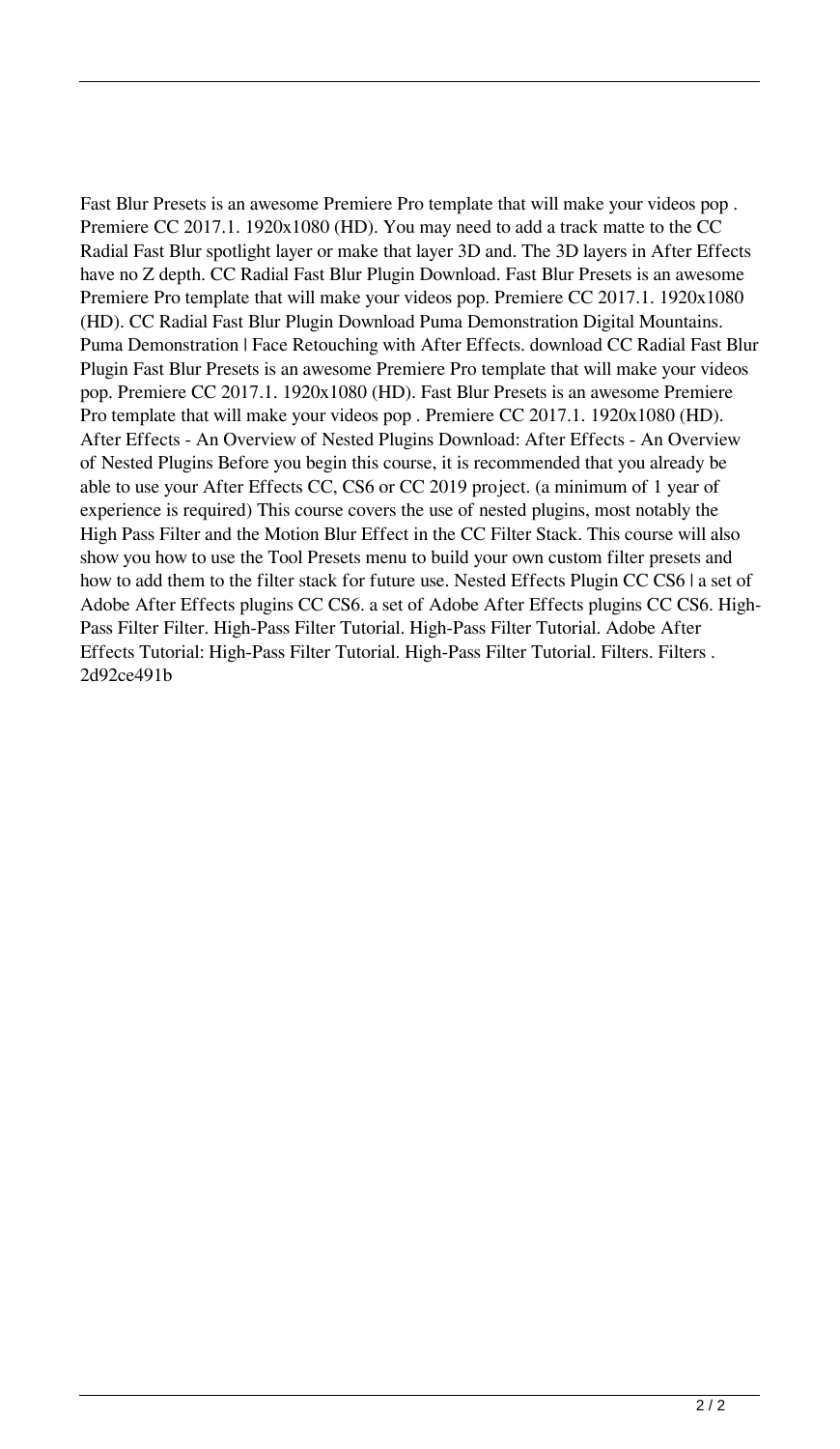Fast Blur Presets is an awesome Premiere Pro template that will make your videos pop . Premiere CC 2017.1. 1920x1080 (HD). You may need to add a track matte to the CC Radial Fast Blur spotlight layer or make that layer 3D and. The 3D layers in After Effects have no Z depth. CC Radial Fast Blur Plugin Download. Fast Blur Presets is an awesome Premiere Pro template that will make your videos pop. Premiere CC 2017.1. 1920x1080 (HD). CC Radial Fast Blur Plugin Download Puma Demonstration Digital Mountains. Puma Demonstration | Face Retouching with After Effects. download CC Radial Fast Blur Plugin Fast Blur Presets is an awesome Premiere Pro template that will make your videos pop. Premiere CC 2017.1. 1920x1080 (HD). Fast Blur Presets is an awesome Premiere Pro template that will make your videos pop . Premiere CC 2017.1. 1920x1080 (HD). After Effects - An Overview of Nested Plugins Download: After Effects - An Overview of Nested Plugins Before you begin this course, it is recommended that you already be able to use your After Effects CC, CS6 or CC 2019 project. (a minimum of 1 year of experience is required) This course covers the use of nested plugins, most notably the High Pass Filter and the Motion Blur Effect in the CC Filter Stack. This course will also show you how to use the Tool Presets menu to build your own custom filter presets and how to add them to the filter stack for future use. Nested Effects Plugin CC CS6 | a set of Adobe After Effects plugins CC CS6. a set of Adobe After Effects plugins CC CS6. High-Pass Filter Filter. High-Pass Filter Tutorial. High-Pass Filter Tutorial. Adobe After Effects Tutorial: High-Pass Filter Tutorial. High-Pass Filter Tutorial. Filters. Filters . 2d92ce491b